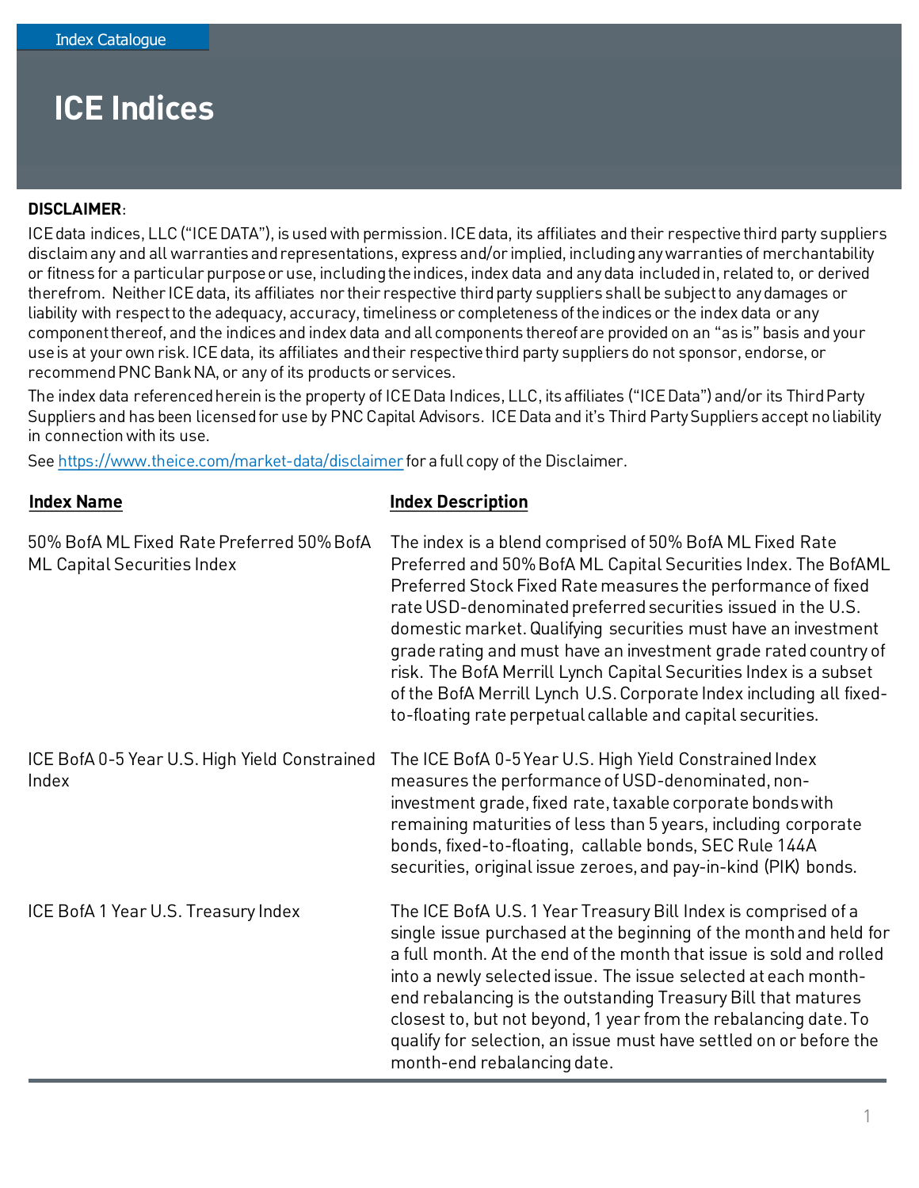Index Catalogue

# ICE Indices

**DISCLAIMER**:

ICE data indices, LLC ("ICE DATA"), is used with permission. ICE data, its affiliates and their respective third party suppliers disclaim any and all warranties and representations, express and/or implied, including any warranties of merchantability or fitness for a particular purpose or use, including the indices, index data and any data included in, related to, or derived therefrom. Neither ICE data, its affiliates nor their respective third party suppliers shall be subject to any damages or liability with respect to the adequacy, accuracy, timeliness or completeness of the indices or the index data or any component thereof, and the indices and index data and all components thereof are provided on an "as is" basis and your use is at your own risk. ICE data, its affiliates and their respective third party suppliers do not sponsor, endorse, or recommend PNC Bank NA, or any of its products or services.

The index data referenced herein is the property of ICE Data Indices, LLC, its affiliates ("ICE Data") and/or its Third Party Suppliers and has been licensed for use by PNC Capital Advisors. ICE Data and it's Third Party Suppliers accept no liability in connection with its use.

See https://www.theice.com/market-data/disclaimer for a full copy of the Disclaimer.

| Index Name | Index Description |
|---|---|
| 50% BofA ML Fixed Rate Preferred 50% BofA ML Capital Securities Index | The index is a blend comprised of 50% BofA ML Fixed Rate Preferred and 50% BofA ML Capital Securities Index. The BofAML Preferred Stock Fixed Rate measures the performance of fixed rate USD-denominated preferred securities issued in the U.S. domestic market. Qualifying securities must have an investment grade rating and must have an investment grade rated country of risk. The BofA Merrill Lynch Capital Securities Index is a subset of the BofA Merrill Lynch U.S. Corporate Index including all fixed-to-floating rate perpetual callable and capital securities. |
| ICE BofA 0-5 Year U.S. High Yield Constrained Index | The ICE BofA 0-5 Year U.S. High Yield Constrained Index measures the performance of USD-denominated, non-investment grade, fixed rate, taxable corporate bonds with remaining maturities of less than 5 years, including corporate bonds, fixed-to-floating, callable bonds, SEC Rule 144A securities, original issue zeroes, and pay-in-kind (PIK) bonds. |
| ICE BofA 1 Year U.S. Treasury Index | The ICE BofA U.S. 1 Year Treasury Bill Index is comprised of a single issue purchased at the beginning of the month and held for a full month. At the end of the month that issue is sold and rolled into a newly selected issue. The issue selected at each month-end rebalancing is the outstanding Treasury Bill that matures closest to, but not beyond, 1 year from the rebalancing date. To qualify for selection, an issue must have settled on or before the month-end rebalancing date. |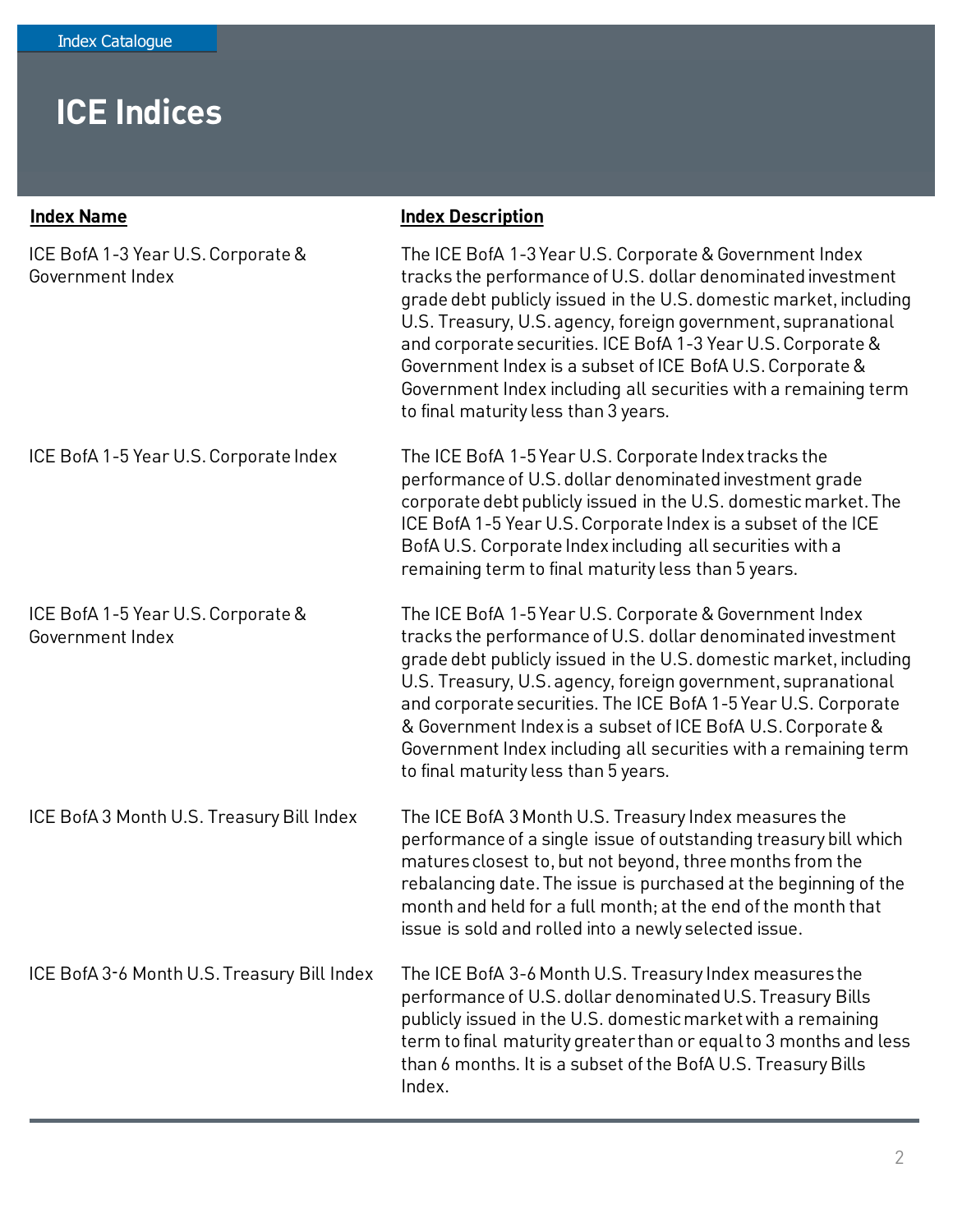Index Catalogue

# ICE Indices

| Index Name | Index Description |
| --- | --- |
| ICE BofA 1-3 Year U.S. Corporate & Government Index | The ICE BofA 1-3 Year U.S. Corporate & Government Index tracks the performance of U.S. dollar denominated investment grade debt publicly issued in the U.S. domestic market, including U.S. Treasury, U.S. agency, foreign government, supranational and corporate securities. ICE BofA 1-3 Year U.S. Corporate & Government Index is a subset of ICE BofA U.S. Corporate & Government Index including all securities with a remaining term to final maturity less than 3 years. |
| ICE BofA 1-5 Year U.S. Corporate Index | The ICE BofA 1-5 Year U.S. Corporate Index tracks the performance of U.S. dollar denominated investment grade corporate debt publicly issued in the U.S. domestic market. The ICE BofA 1-5 Year U.S. Corporate Index is a subset of the ICE BofA U.S. Corporate Index including all securities with a remaining term to final maturity less than 5 years. |
| ICE BofA 1-5 Year U.S. Corporate & Government Index | The ICE BofA 1-5 Year U.S. Corporate & Government Index tracks the performance of U.S. dollar denominated investment grade debt publicly issued in the U.S. domestic market, including U.S. Treasury, U.S. agency, foreign government, supranational and corporate securities. The ICE BofA 1-5 Year U.S. Corporate & Government Index is a subset of ICE BofA U.S. Corporate & Government Index including all securities with a remaining term to final maturity less than 5 years. |
| ICE BofA 3 Month U.S. Treasury Bill Index | The ICE BofA 3 Month U.S. Treasury Index measures the performance of a single issue of outstanding treasury bill which matures closest to, but not beyond, three months from the rebalancing date. The issue is purchased at the beginning of the month and held for a full month; at the end of the month that issue is sold and rolled into a newly selected issue. |
| ICE BofA 3-6 Month U.S. Treasury Bill Index | The ICE BofA 3-6 Month U.S. Treasury Index measures the performance of U.S. dollar denominated U.S. Treasury Bills publicly issued in the U.S. domestic market with a remaining term to final maturity greater than or equal to 3 months and less than 6 months. It is a subset of the BofA U.S. Treasury Bills Index. |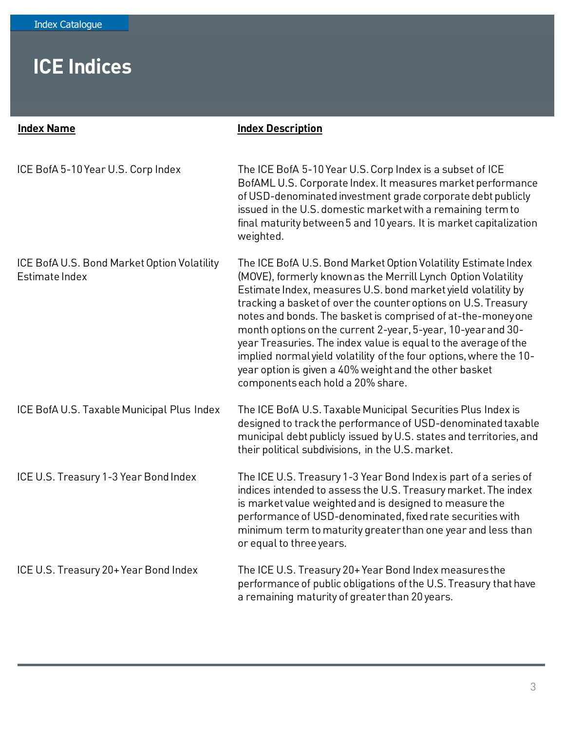# ICE Indices

| Index Name | Index Description |
| --- | --- |
| ICE BofA 5-10 Year U.S. Corp Index | The ICE BofA 5-10 Year U.S. Corp Index is a subset of ICE BofAML U.S. Corporate Index. It measures market performance of USD-denominated investment grade corporate debt publicly issued in the U.S. domestic market with a remaining term to final maturity between 5 and 10 years. It is market capitalization weighted. |
| ICE BofA U.S. Bond Market Option Volatility Estimate Index | The ICE BofA U.S. Bond Market Option Volatility Estimate Index (MOVE), formerly known as the Merrill Lynch Option Volatility Estimate Index, measures U.S. bond market yield volatility by tracking a basket of over the counter options on U.S. Treasury notes and bonds. The basket is comprised of at-the-money one month options on the current 2-year, 5-year, 10-year and 30-year Treasuries. The index value is equal to the average of the implied normal yield volatility of the four options, where the 10-year option is given a 40% weight and the other basket components each hold a 20% share. |
| ICE BofA U.S. Taxable Municipal Plus Index | The ICE BofA U.S. Taxable Municipal Securities Plus Index is designed to track the performance of USD-denominated taxable municipal debt publicly issued by U.S. states and territories, and their political subdivisions, in the U.S. market. |
| ICE U.S. Treasury 1-3 Year Bond Index | The ICE U.S. Treasury 1-3 Year Bond Index is part of a series of indices intended to assess the U.S. Treasury market. The index is market value weighted and is designed to measure the performance of USD-denominated, fixed rate securities with minimum term to maturity greater than one year and less than or equal to three years. |
| ICE U.S. Treasury 20+ Year Bond Index | The ICE U.S. Treasury 20+ Year Bond Index measures the performance of public obligations of the U.S. Treasury that have a remaining maturity of greater than 20 years. |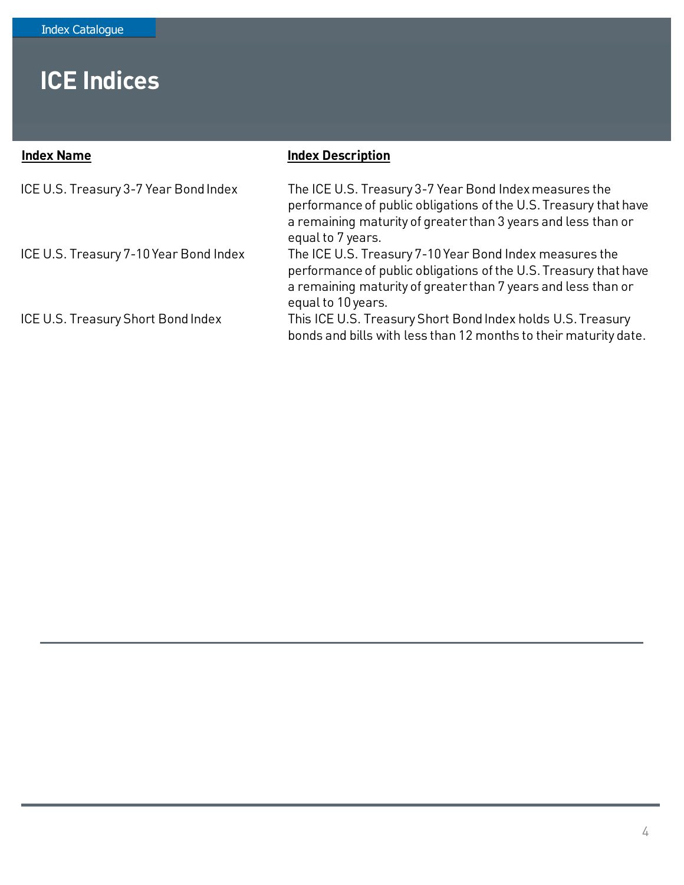# ICE Indices

| Index Name | Index Description |
| --- | --- |
| ICE U.S. Treasury 3-7 Year Bond Index | The ICE U.S. Treasury 3-7 Year Bond Index measures the performance of public obligations of the U.S. Treasury that have a remaining maturity of greater than 3 years and less than or equal to 7 years. |
| ICE U.S. Treasury 7-10 Year Bond Index | The ICE U.S. Treasury 7-10 Year Bond Index measures the performance of public obligations of the U.S. Treasury that have a remaining maturity of greater than 7 years and less than or equal to 10 years. |
| ICE U.S. Treasury Short Bond Index | This ICE U.S. Treasury Short Bond Index holds U.S. Treasury bonds and bills with less than 12 months to their maturity date. |